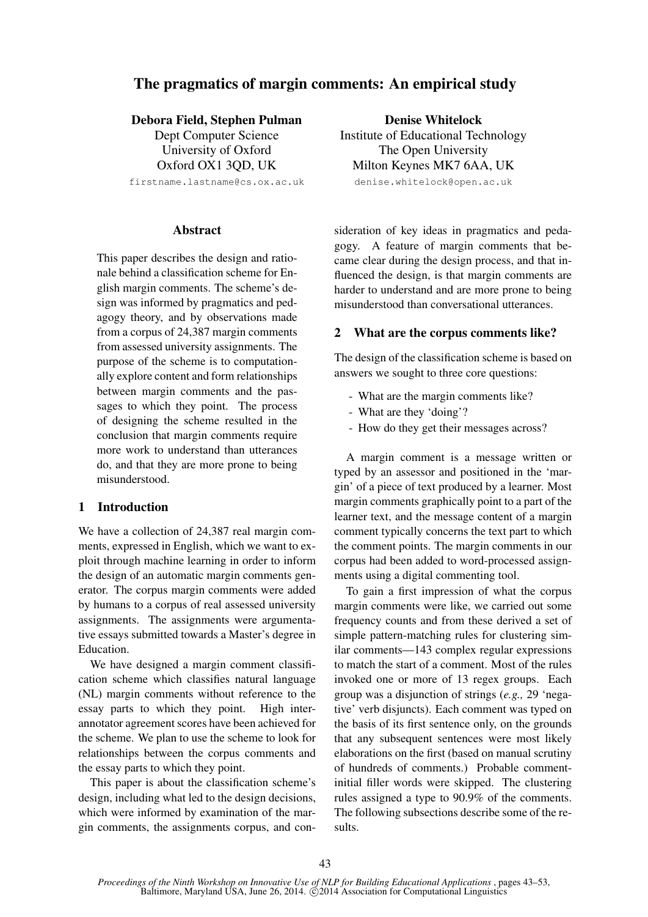# The pragmatics of margin comments: An empirical study

**Debora Field, Stephen Pulman**
Dept Computer Science
University of Oxford
Oxford OX1 3QD, UK
firstname.lastname@cs.ox.ac.uk

**Denise Whitelock**
Institute of Educational Technology
The Open University
Milton Keynes MK7 6AA, UK
denise.whitelock@open.ac.uk

## Abstract

This paper describes the design and rationale behind a classification scheme for English margin comments. The scheme's design was informed by pragmatics and pedagogy theory, and by observations made from a corpus of 24,387 margin comments from assessed university assignments. The purpose of the scheme is to computationally explore content and form relationships between margin comments and the passages to which they point. The process of designing the scheme resulted in the conclusion that margin comments require more work to understand than utterances do, and that they are more prone to being misunderstood.

## 1 Introduction

We have a collection of 24,387 real margin comments, expressed in English, which we want to exploit through machine learning in order to inform the design of an automatic margin comments generator. The corpus margin comments were added by humans to a corpus of real assessed university assignments. The assignments were argumentative essays submitted towards a Master's degree in Education.

We have designed a margin comment classification scheme which classifies natural language (NL) margin comments without reference to the essay parts to which they point. High inter-annotator agreement scores have been achieved for the scheme. We plan to use the scheme to look for relationships between the corpus comments and the essay parts to which they point.

This paper is about the classification scheme's design, including what led to the design decisions, which were informed by examination of the margin comments, the assignments corpus, and consideration of key ideas in pragmatics and pedagogy. A feature of margin comments that became clear during the design process, and that influenced the design, is that margin comments are harder to understand and are more prone to being misunderstood than conversational utterances.

## 2 What are the corpus comments like?

The design of the classification scheme is based on answers we sought to three core questions:

- What are the margin comments like?
- What are they 'doing'?
- How do they get their messages across?

A margin comment is a message written or typed by an assessor and positioned in the 'margin' of a piece of text produced by a learner. Most margin comments graphically point to a part of the learner text, and the message content of a margin comment typically concerns the text part to which the comment points. The margin comments in our corpus had been added to word-processed assignments using a digital commenting tool.

To gain a first impression of what the corpus margin comments were like, we carried out some frequency counts and from these derived a set of simple pattern-matching rules for clustering similar comments—143 complex regular expressions to match the start of a comment. Most of the rules invoked one or more of 13 regex groups. Each group was a disjunction of strings (*e.g.,* 29 'negative' verb disjuncts). Each comment was typed on the basis of its first sentence only, on the grounds that any subsequent sentences were most likely elaborations on the first (based on manual scrutiny of hundreds of comments.) Probable comment-initial filler words were skipped. The clustering rules assigned a type to 90.9% of the comments. The following subsections describe some of the results.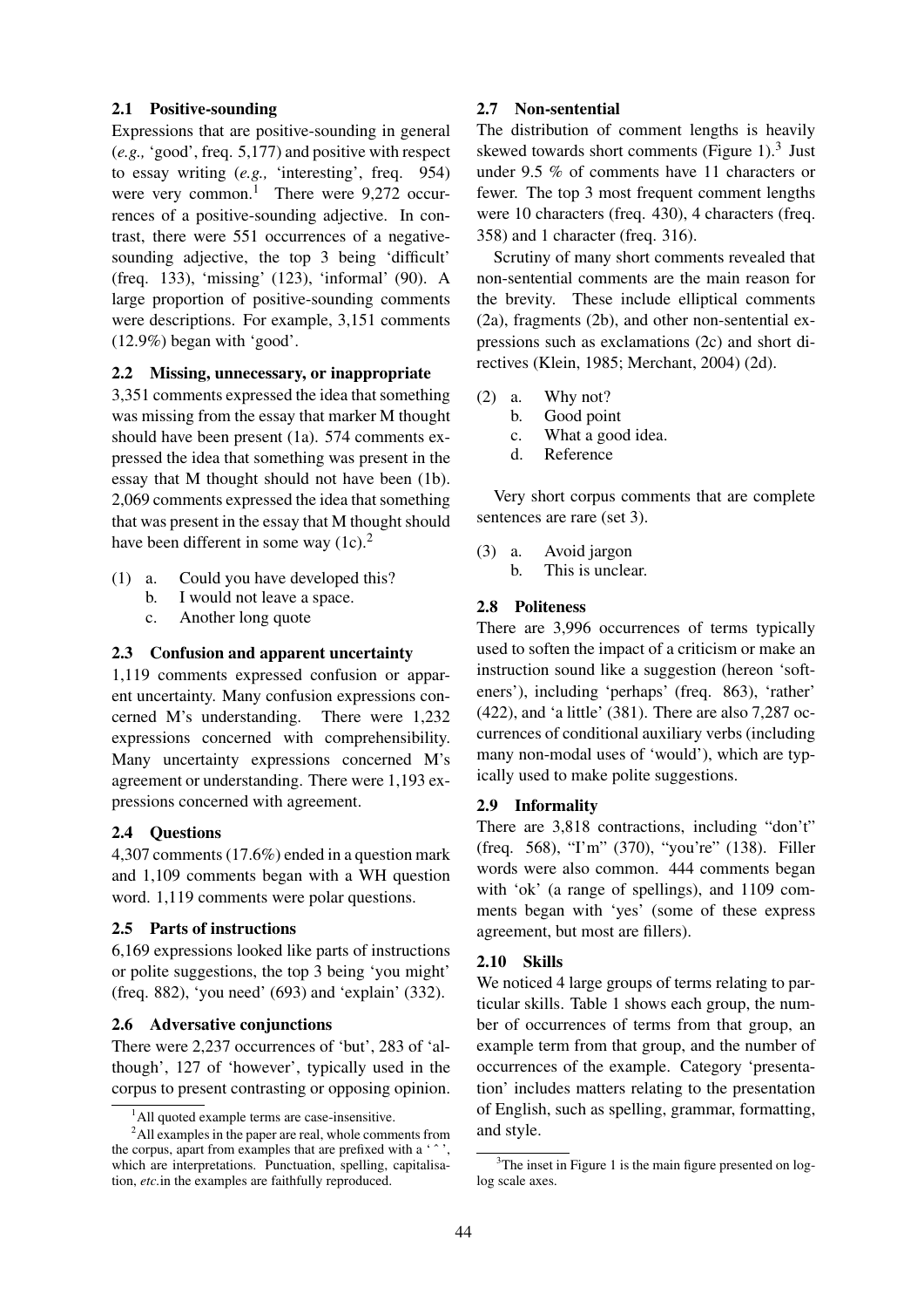### 2.1 Positive-sounding

Expressions that are positive-sounding in general (*e.g.,* 'good', freq. 5,177) and positive with respect to essay writing (*e.g.,* 'interesting', freq. 954) were very common.[1] There were 9,272 occurrences of a positive-sounding adjective. In contrast, there were 551 occurrences of a negative-sounding adjective, the top 3 being 'difficult' (freq. 133), 'missing' (123), 'informal' (90). A large proportion of positive-sounding comments were descriptions. For example, 3,151 comments (12.9%) began with 'good'.

### 2.2 Missing, unnecessary, or inappropriate

3,351 comments expressed the idea that something was missing from the essay that marker M thought should have been present (1a). 574 comments expressed the idea that something was present in the essay that M thought should not have been (1b). 2,069 comments expressed the idea that something that was present in the essay that M thought should have been different in some way (1c).[2]

(1) a. Could you have developed this?
    b. I would not leave a space.
    c. Another long quote

### 2.3 Confusion and apparent uncertainty

1,119 comments expressed confusion or apparent uncertainty. Many confusion expressions concerned M's understanding. There were 1,232 expressions concerned with comprehensibility. Many uncertainty expressions concerned M's agreement or understanding. There were 1,193 expressions concerned with agreement.

### 2.4 Questions

4,307 comments (17.6%) ended in a question mark and 1,109 comments began with a WH question word. 1,119 comments were polar questions.

### 2.5 Parts of instructions

6,169 expressions looked like parts of instructions or polite suggestions, the top 3 being 'you might' (freq. 882), 'you need' (693) and 'explain' (332).

### 2.6 Adversative conjunctions

There were 2,237 occurrences of 'but', 283 of 'although', 127 of 'however', typically used in the corpus to present contrasting or opposing opinion.

### 2.7 Non-sentential

The distribution of comment lengths is heavily skewed towards short comments (Figure 1).[3] Just under 9.5 % of comments have 11 characters or fewer. The top 3 most frequent comment lengths were 10 characters (freq. 430), 4 characters (freq. 358) and 1 character (freq. 316).

Scrutiny of many short comments revealed that non-sentential comments are the main reason for the brevity. These include elliptical comments (2a), fragments (2b), and other non-sentential expressions such as exclamations (2c) and short directives (Klein, 1985; Merchant, 2004) (2d).

(2) a. Why not?
    b. Good point
    c. What a good idea.
    d. Reference

Very short corpus comments that are complete sentences are rare (set 3).

(3) a. Avoid jargon
    b. This is unclear.

### 2.8 Politeness

There are 3,996 occurrences of terms typically used to soften the impact of a criticism or make an instruction sound like a suggestion (hereon 'softeners'), including 'perhaps' (freq. 863), 'rather' (422), and 'a little' (381). There are also 7,287 occurrences of conditional auxiliary verbs (including many non-modal uses of 'would'), which are typically used to make polite suggestions.

### 2.9 Informality

There are 3,818 contractions, including "don't" (freq. 568), "I'm" (370), "you're" (138). Filler words were also common. 444 comments began with 'ok' (a range of spellings), and 1109 comments began with 'yes' (some of these express agreement, but most are fillers).

### 2.10 Skills

We noticed 4 large groups of terms relating to particular skills. Table 1 shows each group, the number of occurrences of terms from that group, an example term from that group, and the number of occurrences of the example. Category 'presentation' includes matters relating to the presentation of English, such as spelling, grammar, formatting, and style.

---

[1] All quoted example terms are case-insensitive.

[2] All examples in the paper are real, whole comments from the corpus, apart from examples that are prefixed with a '^', which are interpretations. Punctuation, spelling, capitalisation, *etc.*in the examples are faithfully reproduced.

[3] The inset in Figure 1 is the main figure presented on log-log scale axes.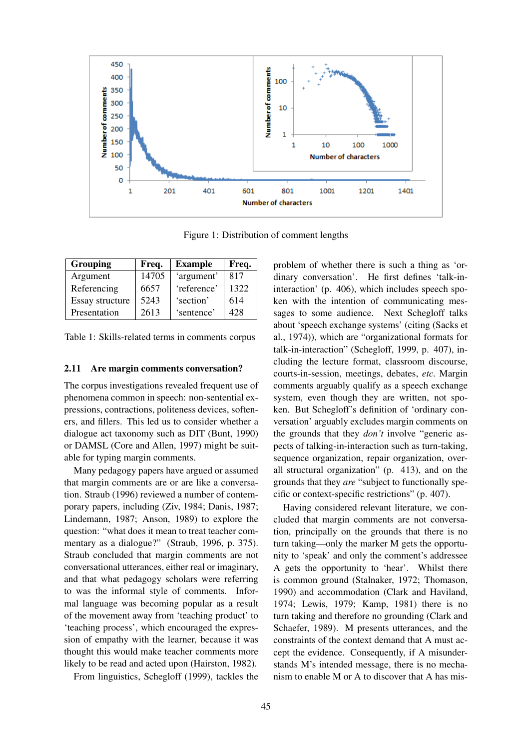Figure 1: Distribution of comment lengths

| Grouping | Freq. | Example | Freq. |
|---|---|---|---|
| Argument | 14705 | 'argument' | 817 |
| Referencing | 6657 | 'reference' | 1322 |
| Essay structure | 5243 | 'section' | 614 |
| Presentation | 2613 | 'sentence' | 428 |

Table 1: Skills-related terms in comments corpus

### 2.11 Are margin comments conversation?

The corpus investigations revealed frequent use of phenomena common in speech: non-sentential expressions, contractions, politeness devices, softeners, and fillers. This led us to consider whether a dialogue act taxonomy such as DIT (Bunt, 1990) or DAMSL (Core and Allen, 1997) might be suitable for typing margin comments.

Many pedagogy papers have argued or assumed that margin comments are or are like a conversation. Straub (1996) reviewed a number of contemporary papers, including (Ziv, 1984; Danis, 1987; Lindemann, 1987; Anson, 1989) to explore the question: "what does it mean to treat teacher commentary as a dialogue?" (Straub, 1996, p. 375). Straub concluded that margin comments are not conversational utterances, either real or imaginary, and that what pedagogy scholars were referring to was the informal style of comments. Informal language was becoming popular as a result of the movement away from 'teaching product' to 'teaching process', which encouraged the expression of empathy with the learner, because it was thought this would make teacher comments more likely to be read and acted upon (Hairston, 1982).

From linguistics, Schegloff (1999), tackles the problem of whether there is such a thing as 'ordinary conversation'. He first defines 'talk-in-interaction' (p. 406), which includes speech spoken with the intention of communicating messages to some audience. Next Schegloff talks about 'speech exchange systems' (citing (Sacks et al., 1974)), which are "organizational formats for talk-in-interaction" (Schegloff, 1999, p. 407), including the lecture format, classroom discourse, courts-in-session, meetings, debates, *etc.* Margin comments arguably qualify as a speech exchange system, even though they are written, not spoken. But Schegloff's definition of 'ordinary conversation' arguably excludes margin comments on the grounds that they *don't* involve "generic aspects of talking-in-interaction such as turn-taking, sequence organization, repair organization, overall structural organization" (p. 413), and on the grounds that they *are* "subject to functionally specific or context-specific restrictions" (p. 407).

Having considered relevant literature, we concluded that margin comments are not conversation, principally on the grounds that there is no turn taking—only the marker M gets the opportunity to 'speak' and only the comment's addressee A gets the opportunity to 'hear'. Whilst there is common ground (Stalnaker, 1972; Thomason, 1990) and accommodation (Clark and Haviland, 1974; Lewis, 1979; Kamp, 1981) there is no turn taking and therefore no grounding (Clark and Schaefer, 1989). M presents utterances, and the constraints of the context demand that A must accept the evidence. Consequently, if A misunderstands M's intended message, there is no mechanism to enable M or A to discover that A has mis-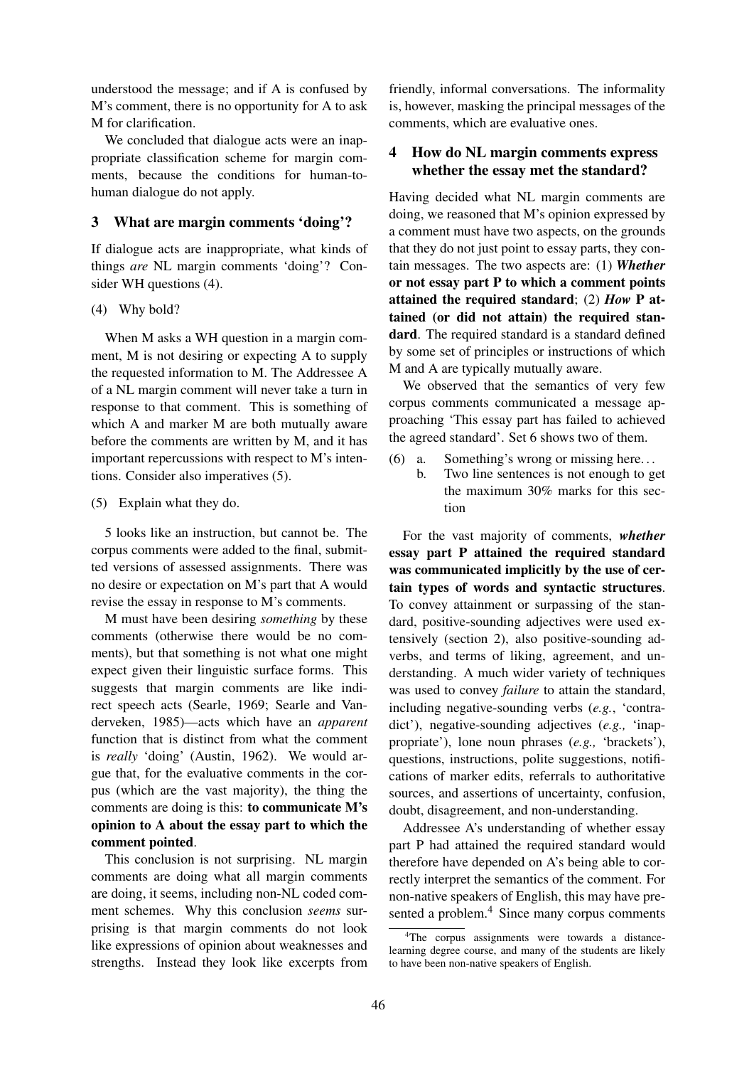understood the message; and if A is confused by M's comment, there is no opportunity for A to ask M for clarification.

We concluded that dialogue acts were an inappropriate classification scheme for margin comments, because the conditions for human-to-human dialogue do not apply.

## 3 What are margin comments 'doing'?

If dialogue acts are inappropriate, what kinds of things *are* NL margin comments 'doing'? Consider WH questions (4).

(4) Why bold?

When M asks a WH question in a margin comment, M is not desiring or expecting A to supply the requested information to M. The Addressee A of a NL margin comment will never take a turn in response to that comment. This is something of which A and marker M are both mutually aware before the comments are written by M, and it has important repercussions with respect to M's intentions. Consider also imperatives (5).

(5) Explain what they do.

5 looks like an instruction, but cannot be. The corpus comments were added to the final, submitted versions of assessed assignments. There was no desire or expectation on M's part that A would revise the essay in response to M's comments.

M must have been desiring *something* by these comments (otherwise there would be no comments), but that something is not what one might expect given their linguistic surface forms. This suggests that margin comments are like indirect speech acts (Searle, 1969; Searle and Vanderveken, 1985)—acts which have an *apparent* function that is distinct from what the comment is *really* 'doing' (Austin, 1962). We would argue that, for the evaluative comments in the corpus (which are the vast majority), the thing the comments are doing is this: **to communicate M's opinion to A about the essay part to which the comment pointed**.

This conclusion is not surprising. NL margin comments are doing what all margin comments are doing, it seems, including non-NL coded comment schemes. Why this conclusion *seems* surprising is that margin comments do not look like expressions of opinion about weaknesses and strengths. Instead they look like excerpts from friendly, informal conversations. The informality is, however, masking the principal messages of the comments, which are evaluative ones.

## 4 How do NL margin comments express whether the essay met the standard?

Having decided what NL margin comments are doing, we reasoned that M's opinion expressed by a comment must have two aspects, on the grounds that they do not just point to essay parts, they contain messages. The two aspects are: (1) ***Whether* or not essay part P to which a comment points attained the required standard**; (2) ***How* P attained (or did not attain) the required standard**. The required standard is a standard defined by some set of principles or instructions of which M and A are typically mutually aware.

We observed that the semantics of very few corpus comments communicated a message approaching 'This essay part has failed to achieved the agreed standard'. Set 6 shows two of them.

(6) a. Something's wrong or missing here...
  b. Two line sentences is not enough to get the maximum 30% marks for this section

For the vast majority of comments, ***whether* essay part P attained the required standard was communicated implicitly by the use of certain types of words and syntactic structures**. To convey attainment or surpassing of the standard, positive-sounding adjectives were used extensively (section 2), also positive-sounding adverbs, and terms of liking, agreement, and understanding. A much wider variety of techniques was used to convey *failure* to attain the standard, including negative-sounding verbs (*e.g.*, 'contradict'), negative-sounding adjectives (*e.g.,* 'inappropriate'), lone noun phrases (*e.g.,* 'brackets'), questions, instructions, polite suggestions, notifications of marker edits, referrals to authoritative sources, and assertions of uncertainty, confusion, doubt, disagreement, and non-understanding.

Addressee A's understanding of whether essay part P had attained the required standard would therefore have depended on A's being able to correctly interpret the semantics of the comment. For non-native speakers of English, this may have presented a problem.[4] Since many corpus comments

[4]The corpus assignments were towards a distance-learning degree course, and many of the students are likely to have been non-native speakers of English.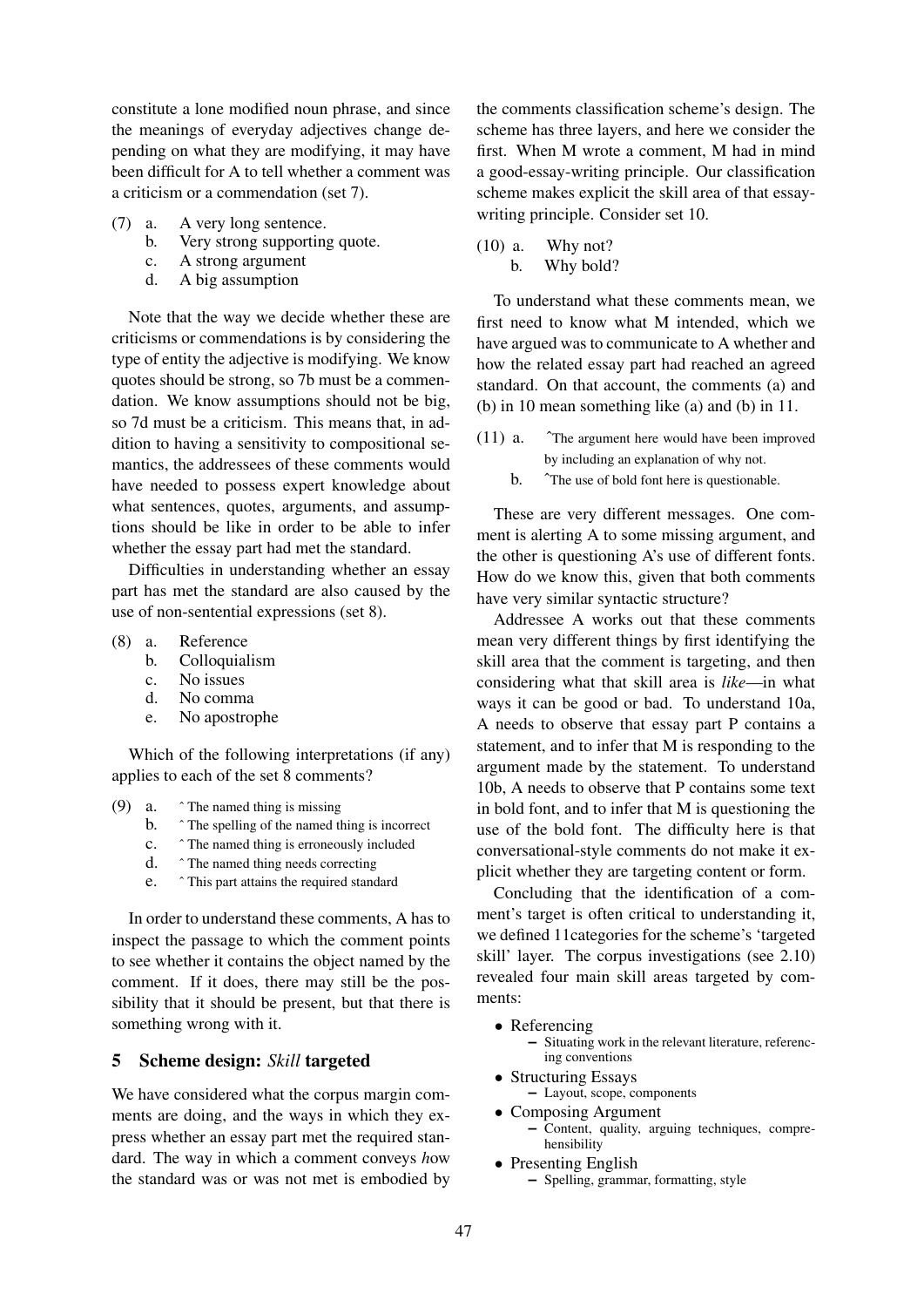constitute a lone modified noun phrase, and since the meanings of everyday adjectives change depending on what they are modifying, it may have been difficult for A to tell whether a comment was a criticism or a commendation (set 7).

(7) a. A very long sentence.
    b. Very strong supporting quote.
    c. A strong argument
    d. A big assumption

Note that the way we decide whether these are criticisms or commendations is by considering the type of entity the adjective is modifying. We know quotes should be strong, so 7b must be a commendation. We know assumptions should not be big, so 7d must be a criticism. This means that, in addition to having a sensitivity to compositional semantics, the addressees of these comments would have needed to possess expert knowledge about what sentences, quotes, arguments, and assumptions should be like in order to be able to infer whether the essay part had met the standard.

Difficulties in understanding whether an essay part has met the standard are also caused by the use of non-sentential expressions (set 8).

(8) a. Reference
    b. Colloquialism
    c. No issues
    d. No comma
    e. No apostrophe

Which of the following interpretations (if any) applies to each of the set 8 comments?

(9) a. ˆ The named thing is missing
    b. ˆ The spelling of the named thing is incorrect
    c. ˆ The named thing is erroneously included
    d. ˆ The named thing needs correcting
    e. ˆ This part attains the required standard

In order to understand these comments, A has to inspect the passage to which the comment points to see whether it contains the object named by the comment. If it does, there may still be the possibility that it should be present, but that there is something wrong with it.

## 5 Scheme design: *Skill* targeted

We have considered what the corpus margin comments are doing, and the ways in which they express whether an essay part met the required standard. The way in which a comment conveys *h*ow the standard was or was not met is embodied by the comments classification scheme's design. The scheme has three layers, and here we consider the first. When M wrote a comment, M had in mind a good-essay-writing principle. Our classification scheme makes explicit the skill area of that essay-writing principle. Consider set 10.

(10) a. Why not?
     b. Why bold?

To understand what these comments mean, we first need to know what M intended, which we have argued was to communicate to A whether and how the related essay part had reached an agreed standard. On that account, the comments (a) and (b) in 10 mean something like (a) and (b) in 11.

(11) a. ˆThe argument here would have been improved by including an explanation of why not.
     b. ˆThe use of bold font here is questionable.

These are very different messages. One comment is alerting A to some missing argument, and the other is questioning A's use of different fonts. How do we know this, given that both comments have very similar syntactic structure?

Addressee A works out that these comments mean very different things by first identifying the skill area that the comment is targeting, and then considering what that skill area is *like*—in what ways it can be good or bad. To understand 10a, A needs to observe that essay part P contains a statement, and to infer that M is responding to the argument made by the statement. To understand 10b, A needs to observe that P contains some text in bold font, and to infer that M is questioning the use of the bold font. The difficulty here is that conversational-style comments do not make it explicit whether they are targeting content or form.

Concluding that the identification of a comment's target is often critical to understanding it, we defined 11categories for the scheme's 'targeted skill' layer. The corpus investigations (see 2.10) revealed four main skill areas targeted by comments:

- Referencing
  - Situating work in the relevant literature, referencing conventions
- Structuring Essays
  - Layout, scope, components
- Composing Argument
  - Content, quality, arguing techniques, comprehensibility
- Presenting English
  - Spelling, grammar, formatting, style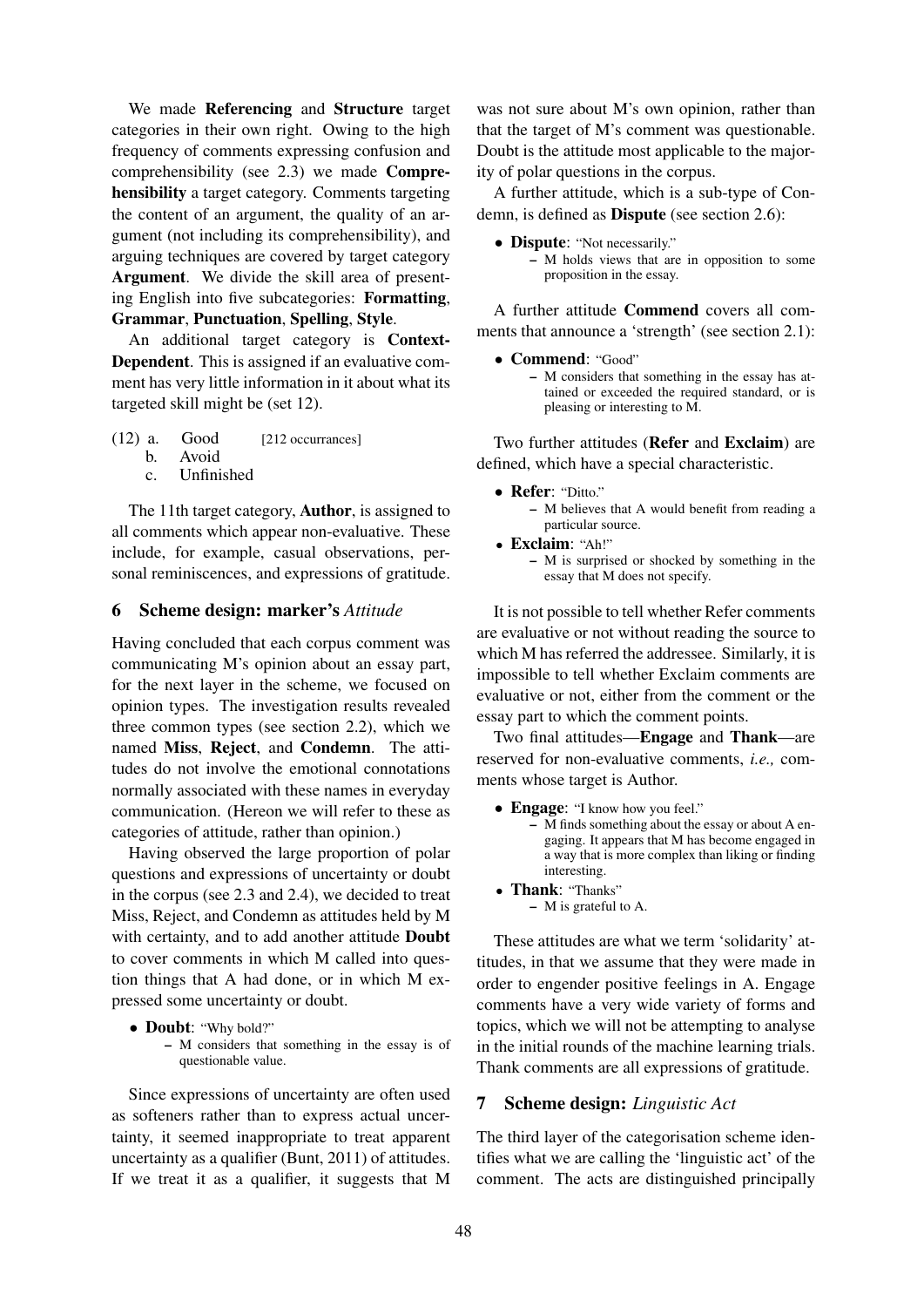We made **Referencing** and **Structure** target categories in their own right. Owing to the high frequency of comments expressing confusion and comprehensibility (see 2.3) we made **Comprehensibility** a target category. Comments targeting the content of an argument, the quality of an argument (not including its comprehensibility), and arguing techniques are covered by target category **Argument**. We divide the skill area of presenting English into five subcategories: **Formatting**, **Grammar**, **Punctuation**, **Spelling**, **Style**.

An additional target category is **Context-Dependent**. This is assigned if an evaluative comment has very little information in it about what its targeted skill might be (set 12).

(12) a. Good [212 occurrances]
b. Avoid
c. Unfinished

The 11th target category, **Author**, is assigned to all comments which appear non-evaluative. These include, for example, casual observations, personal reminiscences, and expressions of gratitude.

## 6 Scheme design: marker's *Attitude*

Having concluded that each corpus comment was communicating M's opinion about an essay part, for the next layer in the scheme, we focused on opinion types. The investigation results revealed three common types (see section 2.2), which we named **Miss**, **Reject**, and **Condemn**. The attitudes do not involve the emotional connotations normally associated with these names in everyday communication. (Hereon we will refer to these as categories of attitude, rather than opinion.)

Having observed the large proportion of polar questions and expressions of uncertainty or doubt in the corpus (see 2.3 and 2.4), we decided to treat Miss, Reject, and Condemn as attitudes held by M with certainty, and to add another attitude **Doubt** to cover comments in which M called into question things that A had done, or in which M expressed some uncertainty or doubt.

- **Doubt**: "Why bold?"
  - M considers that something in the essay is of questionable value.

Since expressions of uncertainty are often used as softeners rather than to express actual uncertainty, it seemed inappropriate to treat apparent uncertainty as a qualifier (Bunt, 2011) of attitudes. If we treat it as a qualifier, it suggests that M was not sure about M's own opinion, rather than that the target of M's comment was questionable. Doubt is the attitude most applicable to the majority of polar questions in the corpus.

A further attitude, which is a sub-type of Condemn, is defined as **Dispute** (see section 2.6):

- **Dispute**: "Not necessarily."
  - M holds views that are in opposition to some proposition in the essay.

A further attitude **Commend** covers all comments that announce a 'strength' (see section 2.1):

- **Commend**: "Good"
  - M considers that something in the essay has attained or exceeded the required standard, or is pleasing or interesting to M.

Two further attitudes (**Refer** and **Exclaim**) are defined, which have a special characteristic.

- **Refer**: "Ditto."
  - M believes that A would benefit from reading a particular source.
- **Exclaim**: "Ah!"
  - M is surprised or shocked by something in the essay that M does not specify.

It is not possible to tell whether Refer comments are evaluative or not without reading the source to which M has referred the addressee. Similarly, it is impossible to tell whether Exclaim comments are evaluative or not, either from the comment or the essay part to which the comment points.

Two final attitudes—**Engage** and **Thank**—are reserved for non-evaluative comments, *i.e.,* comments whose target is Author.

- **Engage**: "I know how you feel."
  - M finds something about the essay or about A engaging. It appears that M has become engaged in a way that is more complex than liking or finding interesting.
- **Thank**: "Thanks"
  - M is grateful to A.

These attitudes are what we term 'solidarity' attitudes, in that we assume that they were made in order to engender positive feelings in A. Engage comments have a very wide variety of forms and topics, which we will not be attempting to analyse in the initial rounds of the machine learning trials. Thank comments are all expressions of gratitude.

## 7 Scheme design: *Linguistic Act*

The third layer of the categorisation scheme identifies what we are calling the 'linguistic act' of the comment. The acts are distinguished principally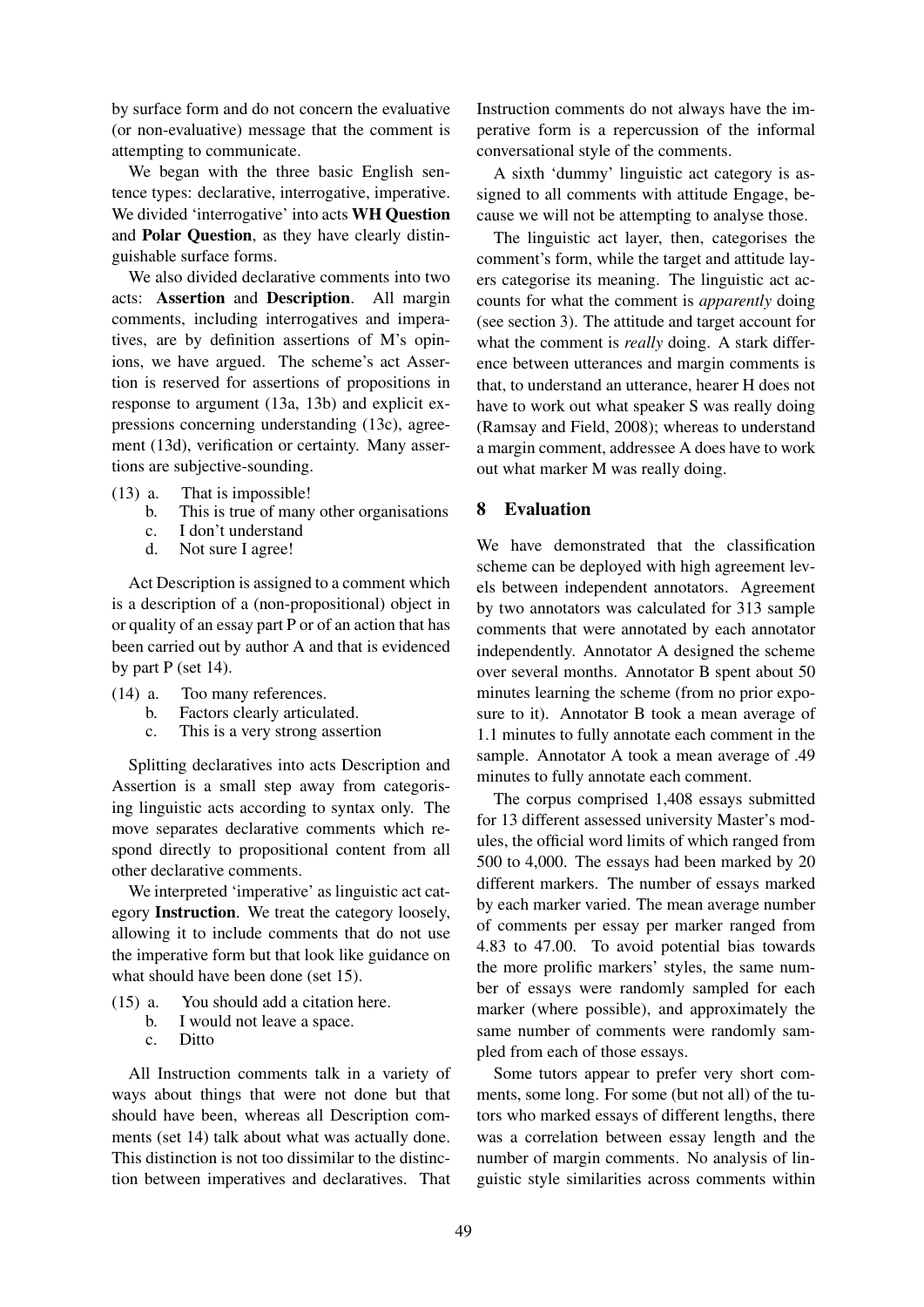by surface form and do not concern the evaluative (or non-evaluative) message that the comment is attempting to communicate.

We began with the three basic English sentence types: declarative, interrogative, imperative. We divided 'interrogative' into acts **WH Question** and **Polar Question**, as they have clearly distinguishable surface forms.

We also divided declarative comments into two acts: **Assertion** and **Description**. All margin comments, including interrogatives and imperatives, are by definition assertions of M's opinions, we have argued. The scheme's act Assertion is reserved for assertions of propositions in response to argument (13a, 13b) and explicit expressions concerning understanding (13c), agreement (13d), verification or certainty. Many assertions are subjective-sounding.

(13) a. That is impossible!
  b. This is true of many other organisations
  c. I don't understand
  d. Not sure I agree!

Act Description is assigned to a comment which is a description of a (non-propositional) object in or quality of an essay part P or of an action that has been carried out by author A and that is evidenced by part P (set 14).

(14) a. Too many references.
  b. Factors clearly articulated.
  c. This is a very strong assertion

Splitting declaratives into acts Description and Assertion is a small step away from categorising linguistic acts according to syntax only. The move separates declarative comments which respond directly to propositional content from all other declarative comments.

We interpreted 'imperative' as linguistic act category **Instruction**. We treat the category loosely, allowing it to include comments that do not use the imperative form but that look like guidance on what should have been done (set 15).

(15) a. You should add a citation here.
  b. I would not leave a space.
  c. Ditto

All Instruction comments talk in a variety of ways about things that were not done but that should have been, whereas all Description comments (set 14) talk about what was actually done. This distinction is not too dissimilar to the distinction between imperatives and declaratives. That Instruction comments do not always have the imperative form is a repercussion of the informal conversational style of the comments.

A sixth 'dummy' linguistic act category is assigned to all comments with attitude Engage, because we will not be attempting to analyse those.

The linguistic act layer, then, categorises the comment's form, while the target and attitude layers categorise its meaning. The linguistic act accounts for what the comment is *apparently* doing (see section 3). The attitude and target account for what the comment is *really* doing. A stark difference between utterances and margin comments is that, to understand an utterance, hearer H does not have to work out what speaker S was really doing (Ramsay and Field, 2008); whereas to understand a margin comment, addressee A does have to work out what marker M was really doing.

## 8 Evaluation

We have demonstrated that the classification scheme can be deployed with high agreement levels between independent annotators. Agreement by two annotators was calculated for 313 sample comments that were annotated by each annotator independently. Annotator A designed the scheme over several months. Annotator B spent about 50 minutes learning the scheme (from no prior exposure to it). Annotator B took a mean average of 1.1 minutes to fully annotate each comment in the sample. Annotator A took a mean average of .49 minutes to fully annotate each comment.

The corpus comprised 1,408 essays submitted for 13 different assessed university Master's modules, the official word limits of which ranged from 500 to 4,000. The essays had been marked by 20 different markers. The number of essays marked by each marker varied. The mean average number of comments per essay per marker ranged from 4.83 to 47.00. To avoid potential bias towards the more prolific markers' styles, the same number of essays were randomly sampled for each marker (where possible), and approximately the same number of comments were randomly sampled from each of those essays.

Some tutors appear to prefer very short comments, some long. For some (but not all) of the tutors who marked essays of different lengths, there was a correlation between essay length and the number of margin comments. No analysis of linguistic style similarities across comments within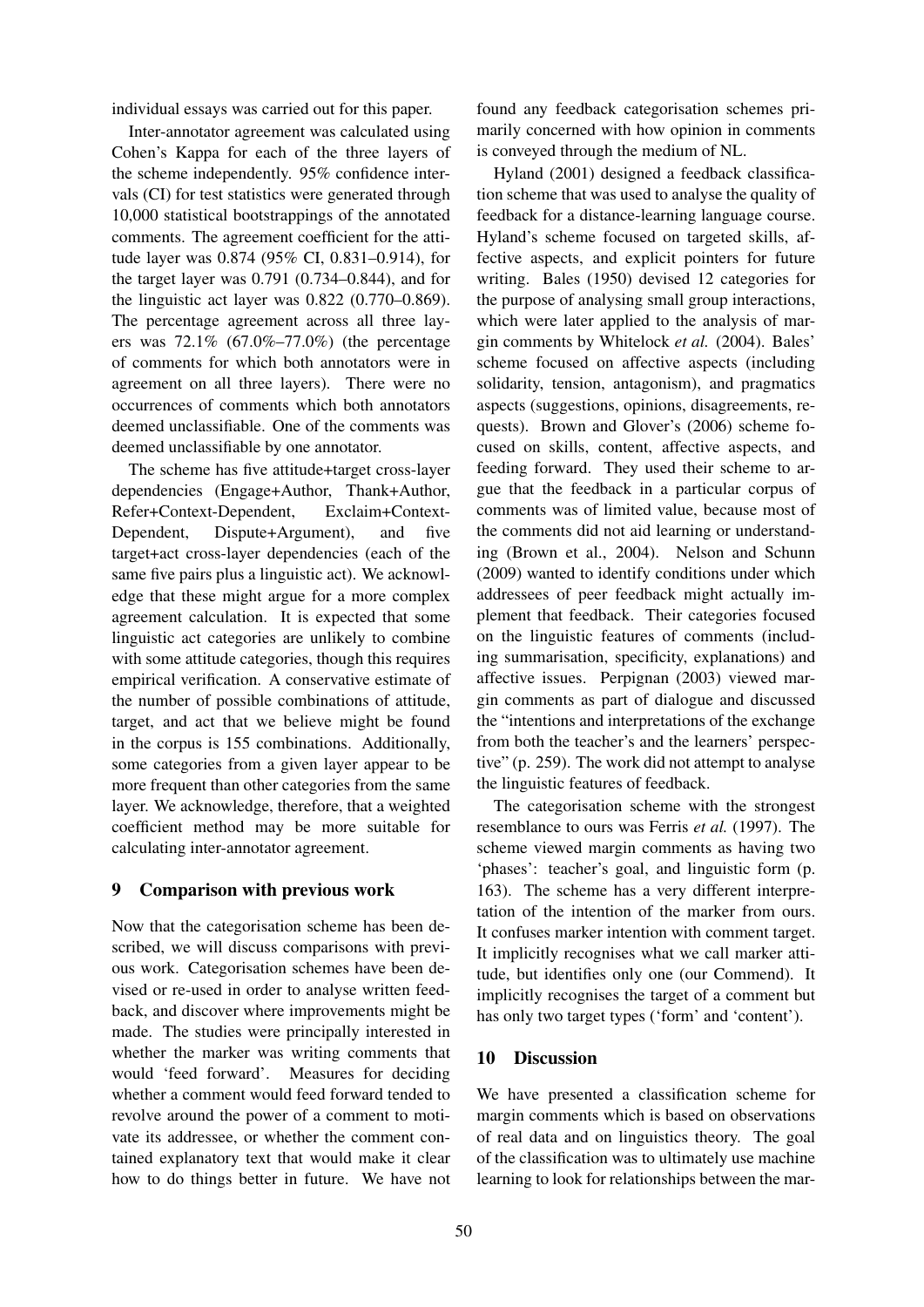individual essays was carried out for this paper.

Inter-annotator agreement was calculated using Cohen's Kappa for each of the three layers of the scheme independently. 95% confidence intervals (CI) for test statistics were generated through 10,000 statistical bootstrappings of the annotated comments. The agreement coefficient for the attitude layer was 0.874 (95% CI, 0.831–0.914), for the target layer was 0.791 (0.734–0.844), and for the linguistic act layer was 0.822 (0.770–0.869). The percentage agreement across all three layers was 72.1% (67.0%–77.0%) (the percentage of comments for which both annotators were in agreement on all three layers). There were no occurrences of comments which both annotators deemed unclassifiable. One of the comments was deemed unclassifiable by one annotator.

The scheme has five attitude+target cross-layer dependencies (Engage+Author, Thank+Author, Refer+Context-Dependent, Exclaim+Context-Dependent, Dispute+Argument), and five target+act cross-layer dependencies (each of the same five pairs plus a linguistic act). We acknowledge that these might argue for a more complex agreement calculation. It is expected that some linguistic act categories are unlikely to combine with some attitude categories, though this requires empirical verification. A conservative estimate of the number of possible combinations of attitude, target, and act that we believe might be found in the corpus is 155 combinations. Additionally, some categories from a given layer appear to be more frequent than other categories from the same layer. We acknowledge, therefore, that a weighted coefficient method may be more suitable for calculating inter-annotator agreement.

## 9 Comparison with previous work

Now that the categorisation scheme has been described, we will discuss comparisons with previous work. Categorisation schemes have been devised or re-used in order to analyse written feedback, and discover where improvements might be made. The studies were principally interested in whether the marker was writing comments that would 'feed forward'. Measures for deciding whether a comment would feed forward tended to revolve around the power of a comment to motivate its addressee, or whether the comment contained explanatory text that would make it clear how to do things better in future. We have not found any feedback categorisation schemes primarily concerned with how opinion in comments is conveyed through the medium of NL.

Hyland (2001) designed a feedback classification scheme that was used to analyse the quality of feedback for a distance-learning language course. Hyland's scheme focused on targeted skills, affective aspects, and explicit pointers for future writing. Bales (1950) devised 12 categories for the purpose of analysing small group interactions, which were later applied to the analysis of margin comments by Whitelock *et al.* (2004). Bales' scheme focused on affective aspects (including solidarity, tension, antagonism), and pragmatics aspects (suggestions, opinions, disagreements, requests). Brown and Glover's (2006) scheme focused on skills, content, affective aspects, and feeding forward. They used their scheme to argue that the feedback in a particular corpus of comments was of limited value, because most of the comments did not aid learning or understanding (Brown et al., 2004). Nelson and Schunn (2009) wanted to identify conditions under which addressees of peer feedback might actually implement that feedback. Their categories focused on the linguistic features of comments (including summarisation, specificity, explanations) and affective issues. Perpignan (2003) viewed margin comments as part of dialogue and discussed the "intentions and interpretations of the exchange from both the teacher's and the learners' perspective" (p. 259). The work did not attempt to analyse the linguistic features of feedback.

The categorisation scheme with the strongest resemblance to ours was Ferris *et al.* (1997). The scheme viewed margin comments as having two 'phases': teacher's goal, and linguistic form (p. 163). The scheme has a very different interpretation of the intention of the marker from ours. It confuses marker intention with comment target. It implicitly recognises what we call marker attitude, but identifies only one (our Commend). It implicitly recognises the target of a comment but has only two target types ('form' and 'content').

## 10 Discussion

We have presented a classification scheme for margin comments which is based on observations of real data and on linguistics theory. The goal of the classification was to ultimately use machine learning to look for relationships between the mar-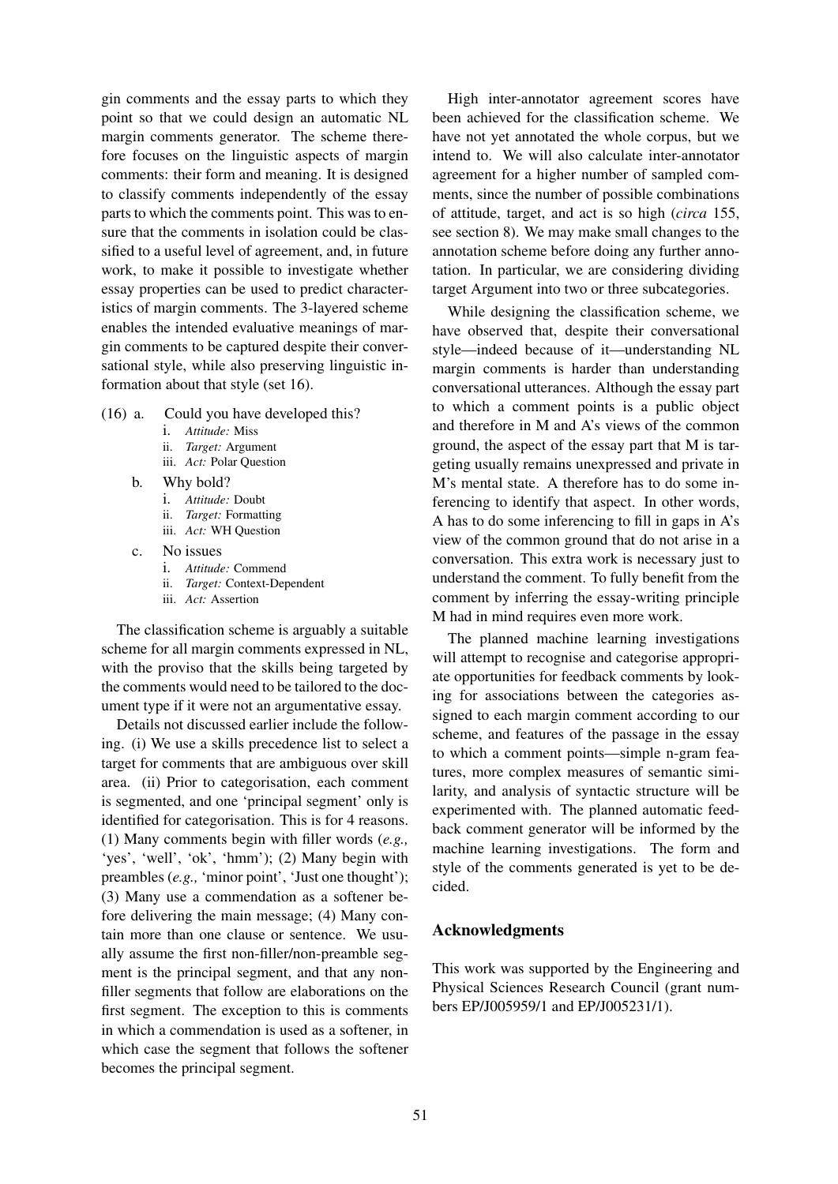gin comments and the essay parts to which they point so that we could design an automatic NL margin comments generator. The scheme therefore focuses on the linguistic aspects of margin comments: their form and meaning. It is designed to classify comments independently of the essay parts to which the comments point. This was to ensure that the comments in isolation could be classified to a useful level of agreement, and, in future work, to make it possible to investigate whether essay properties can be used to predict characteristics of margin comments. The 3-layered scheme enables the intended evaluative meanings of margin comments to be captured despite their conversational style, while also preserving linguistic information about that style (set 16).

(16) a. Could you have developed this?
   i. *Attitude:* Miss
   ii. *Target:* Argument
   iii. *Act:* Polar Question

  b. Why bold?
   i. *Attitude:* Doubt
   ii. *Target:* Formatting
   iii. *Act:* WH Question

  c. No issues
   i. *Attitude:* Commend
   ii. *Target:* Context-Dependent
   iii. *Act:* Assertion

The classification scheme is arguably a suitable scheme for all margin comments expressed in NL, with the proviso that the skills being targeted by the comments would need to be tailored to the document type if it were not an argumentative essay.

Details not discussed earlier include the following. (i) We use a skills precedence list to select a target for comments that are ambiguous over skill area. (ii) Prior to categorisation, each comment is segmented, and one 'principal segment' only is identified for categorisation. This is for 4 reasons. (1) Many comments begin with filler words (*e.g.,* 'yes', 'well', 'ok', 'hmm'); (2) Many begin with preambles (*e.g.,* 'minor point', 'Just one thought'); (3) Many use a commendation as a softener before delivering the main message; (4) Many contain more than one clause or sentence. We usually assume the first non-filler/non-preamble segment is the principal segment, and that any non-filler segments that follow are elaborations on the first segment. The exception to this is comments in which a commendation is used as a softener, in which case the segment that follows the softener becomes the principal segment.

High inter-annotator agreement scores have been achieved for the classification scheme. We have not yet annotated the whole corpus, but we intend to. We will also calculate inter-annotator agreement for a higher number of sampled comments, since the number of possible combinations of attitude, target, and act is so high (*circa* 155, see section 8). We may make small changes to the annotation scheme before doing any further annotation. In particular, we are considering dividing target Argument into two or three subcategories.

While designing the classification scheme, we have observed that, despite their conversational style—indeed because of it—understanding NL margin comments is harder than understanding conversational utterances. Although the essay part to which a comment points is a public object and therefore in M and A's views of the common ground, the aspect of the essay part that M is targeting usually remains unexpressed and private in M's mental state. A therefore has to do some inferencing to identify that aspect. In other words, A has to do some inferencing to fill in gaps in A's view of the common ground that do not arise in a conversation. This extra work is necessary just to understand the comment. To fully benefit from the comment by inferring the essay-writing principle M had in mind requires even more work.

The planned machine learning investigations will attempt to recognise and categorise appropriate opportunities for feedback comments by looking for associations between the categories assigned to each margin comment according to our scheme, and features of the passage in the essay to which a comment points—simple n-gram features, more complex measures of semantic similarity, and analysis of syntactic structure will be experimented with. The planned automatic feedback comment generator will be informed by the machine learning investigations. The form and style of the comments generated is yet to be decided.

## Acknowledgments

This work was supported by the Engineering and Physical Sciences Research Council (grant numbers EP/J005959/1 and EP/J005231/1).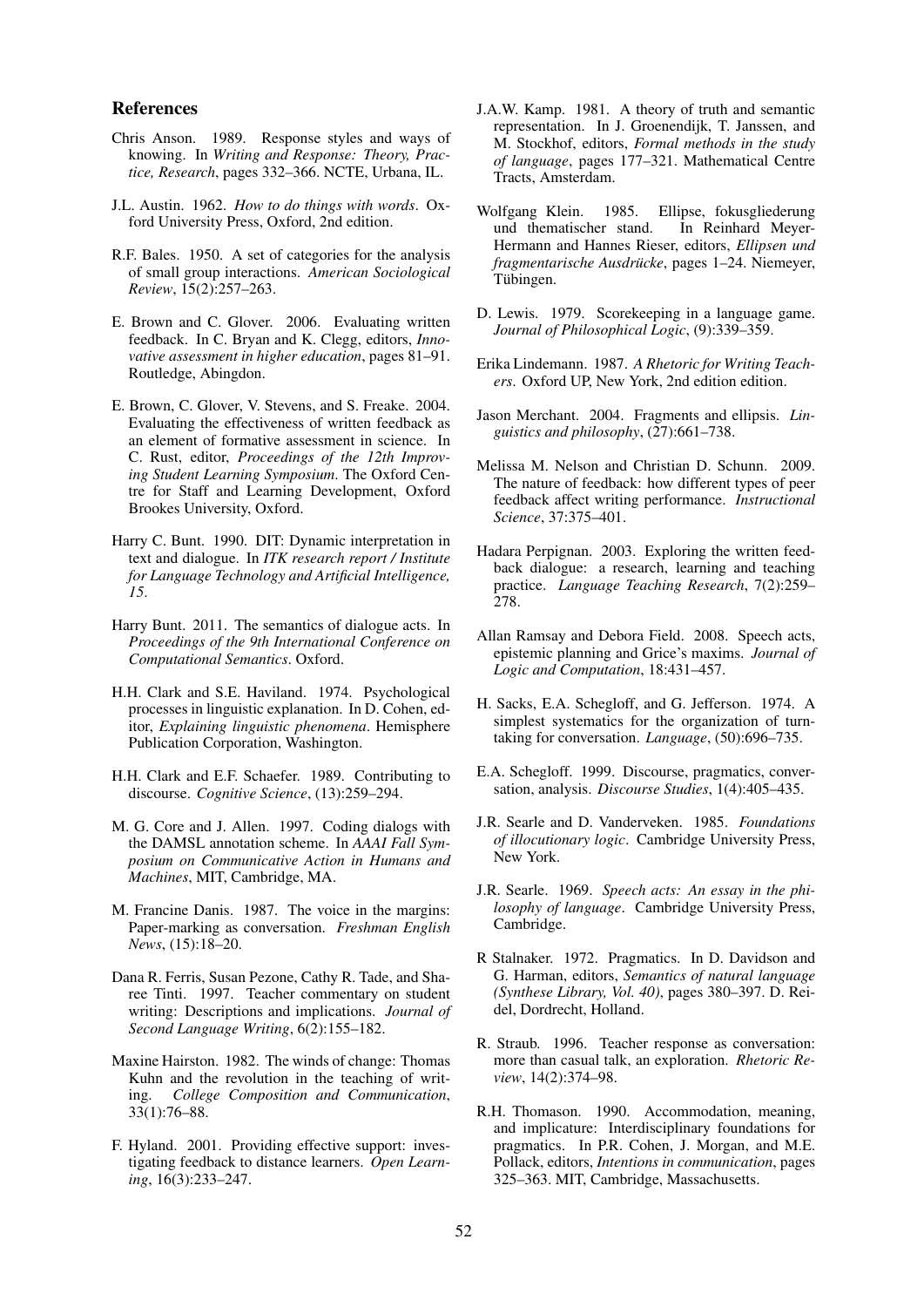## References

Chris Anson. 1989. Response styles and ways of knowing. In *Writing and Response: Theory, Practice, Research*, pages 332–366. NCTE, Urbana, IL.

J.L. Austin. 1962. *How to do things with words*. Oxford University Press, Oxford, 2nd edition.

R.F. Bales. 1950. A set of categories for the analysis of small group interactions. *American Sociological Review*, 15(2):257–263.

E. Brown and C. Glover. 2006. Evaluating written feedback. In C. Bryan and K. Clegg, editors, *Innovative assessment in higher education*, pages 81–91. Routledge, Abingdon.

E. Brown, C. Glover, V. Stevens, and S. Freake. 2004. Evaluating the effectiveness of written feedback as an element of formative assessment in science. In C. Rust, editor, *Proceedings of the 12th Improving Student Learning Symposium*. The Oxford Centre for Staff and Learning Development, Oxford Brookes University, Oxford.

Harry C. Bunt. 1990. DIT: Dynamic interpretation in text and dialogue. In *ITK research report / Institute for Language Technology and Artificial Intelligence, 15*.

Harry Bunt. 2011. The semantics of dialogue acts. In *Proceedings of the 9th International Conference on Computational Semantics*. Oxford.

H.H. Clark and S.E. Haviland. 1974. Psychological processes in linguistic explanation. In D. Cohen, editor, *Explaining linguistic phenomena*. Hemisphere Publication Corporation, Washington.

H.H. Clark and E.F. Schaefer. 1989. Contributing to discourse. *Cognitive Science*, (13):259–294.

M. G. Core and J. Allen. 1997. Coding dialogs with the DAMSL annotation scheme. In *AAAI Fall Symposium on Communicative Action in Humans and Machines*, MIT, Cambridge, MA.

M. Francine Danis. 1987. The voice in the margins: Paper-marking as conversation. *Freshman English News*, (15):18–20.

Dana R. Ferris, Susan Pezone, Cathy R. Tade, and Sharee Tinti. 1997. Teacher commentary on student writing: Descriptions and implications. *Journal of Second Language Writing*, 6(2):155–182.

Maxine Hairston. 1982. The winds of change: Thomas Kuhn and the revolution in the teaching of writing. *College Composition and Communication*, 33(1):76–88.

F. Hyland. 2001. Providing effective support: investigating feedback to distance learners. *Open Learning*, 16(3):233–247.

J.A.W. Kamp. 1981. A theory of truth and semantic representation. In J. Groenendijk, T. Janssen, and M. Stockhof, editors, *Formal methods in the study of language*, pages 177–321. Mathematical Centre Tracts, Amsterdam.

Wolfgang Klein. 1985. Ellipse, fokusgliederung und thematischer stand. In Reinhard Meyer-Hermann and Hannes Rieser, editors, *Ellipsen und fragmentarische Ausdrücke*, pages 1–24. Niemeyer, Tübingen.

D. Lewis. 1979. Scorekeeping in a language game. *Journal of Philosophical Logic*, (9):339–359.

Erika Lindemann. 1987. *A Rhetoric for Writing Teachers*. Oxford UP, New York, 2nd edition edition.

Jason Merchant. 2004. Fragments and ellipsis. *Linguistics and philosophy*, (27):661–738.

Melissa M. Nelson and Christian D. Schunn. 2009. The nature of feedback: how different types of peer feedback affect writing performance. *Instructional Science*, 37:375–401.

Hadara Perpignan. 2003. Exploring the written feedback dialogue: a research, learning and teaching practice. *Language Teaching Research*, 7(2):259–278.

Allan Ramsay and Debora Field. 2008. Speech acts, epistemic planning and Grice's maxims. *Journal of Logic and Computation*, 18:431–457.

H. Sacks, E.A. Schegloff, and G. Jefferson. 1974. A simplest systematics for the organization of turn-taking for conversation. *Language*, (50):696–735.

E.A. Schegloff. 1999. Discourse, pragmatics, conversation, analysis. *Discourse Studies*, 1(4):405–435.

J.R. Searle and D. Vanderveken. 1985. *Foundations of illocutionary logic*. Cambridge University Press, New York.

J.R. Searle. 1969. *Speech acts: An essay in the philosophy of language*. Cambridge University Press, Cambridge.

R Stalnaker. 1972. Pragmatics. In D. Davidson and G. Harman, editors, *Semantics of natural language (Synthese Library, Vol. 40)*, pages 380–397. D. Reidel, Dordrecht, Holland.

R. Straub. 1996. Teacher response as conversation: more than casual talk, an exploration. *Rhetoric Review*, 14(2):374–98.

R.H. Thomason. 1990. Accommodation, meaning, and implicature: Interdisciplinary foundations for pragmatics. In P.R. Cohen, J. Morgan, and M.E. Pollack, editors, *Intentions in communication*, pages 325–363. MIT, Cambridge, Massachusetts.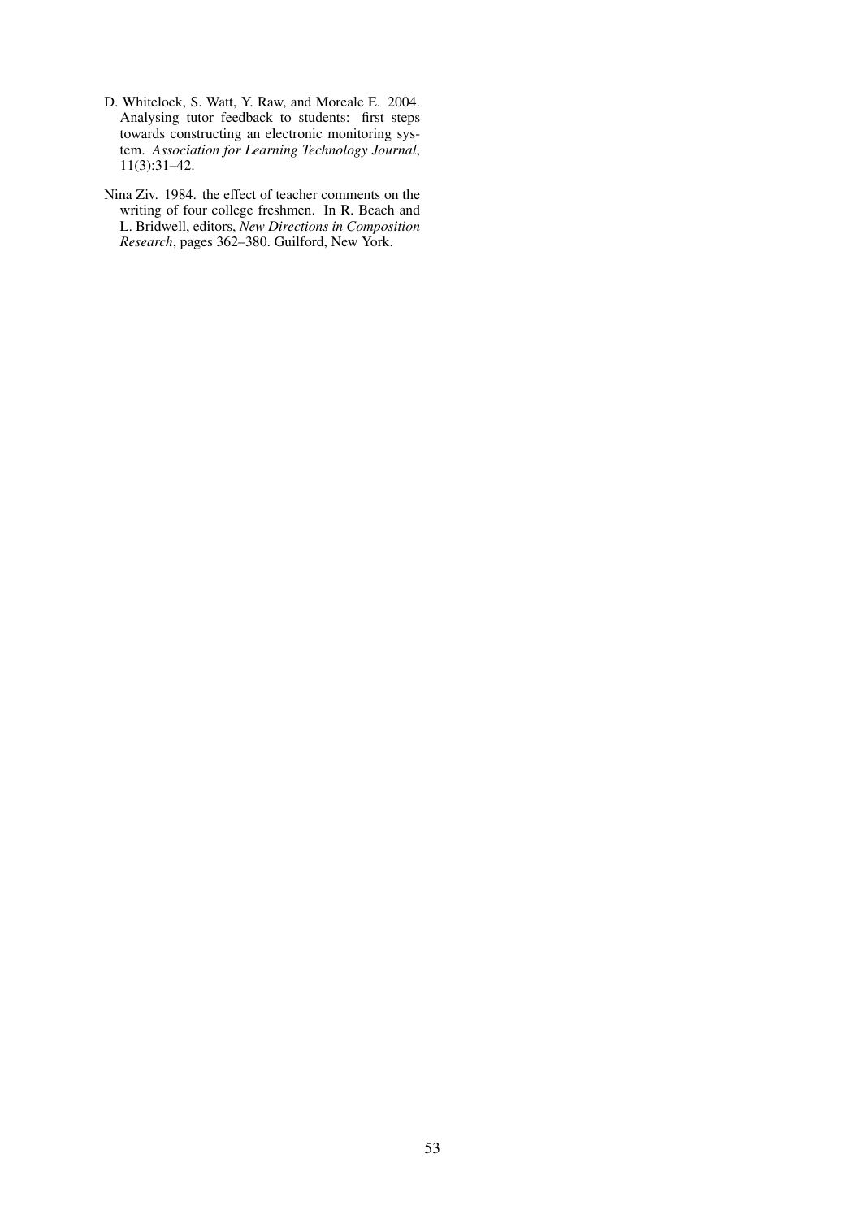D. Whitelock, S. Watt, Y. Raw, and Moreale E. 2004. Analysing tutor feedback to students: first steps towards constructing an electronic monitoring system. *Association for Learning Technology Journal*, 11(3):31–42.

Nina Ziv. 1984. the effect of teacher comments on the writing of four college freshmen. In R. Beach and L. Bridwell, editors, *New Directions in Composition Research*, pages 362–380. Guilford, New York.